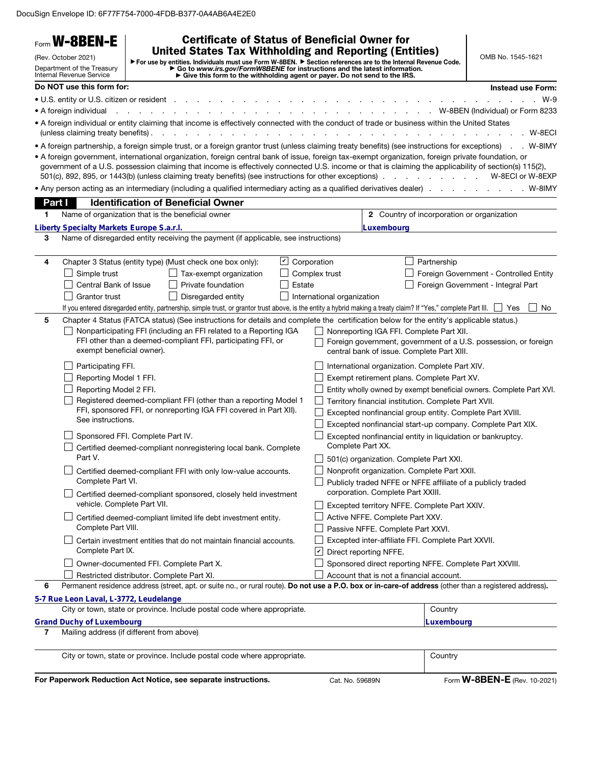DocuSign Envelope ID: 6F77F754-7000-4FDB-B377-0A4AB6A4E2E0

Form **W-8BEN-E**

(Rev. October 2021)

Department of the Treasury
Internal Revenue Service

# Certificate of Status of Beneficial Owner for United States Tax Withholding and Reporting (Entities)

▶ For use by entities. Individuals must use Form W-8BEN. ▶ Section references are to the Internal Revenue Code.
▶ Go to *www.irs.gov/FormW8BENE* for instructions and the latest information.
▶ Give this form to the withholding agent or payer. Do not send to the IRS.

OMB No. 1545-1621

| **Do NOT use this form for:** | **Instead use Form:** |
|---|---|
| • U.S. entity or U.S. citizen or resident | W-9 |
| • A foreign individual | W-8BEN (Individual) or Form 8233 |
| • A foreign individual or entity claiming that income is effectively connected with the conduct of trade or business within the United States (unless claiming treaty benefits) | W-8ECI |
| • A foreign partnership, a foreign simple trust, or a foreign grantor trust (unless claiming treaty benefits) (see instructions for exceptions) | W-8IMY |
| • A foreign government, international organization, foreign central bank of issue, foreign tax-exempt organization, foreign private foundation, or government of a U.S. possession claiming that income is effectively connected U.S. income or that is claiming the applicability of section(s) 115(2), 501(c), 892, 895, or 1443(b) (unless claiming treaty benefits) (see instructions for other exceptions) | W-8ECI or W-8EXP |
| • Any person acting as an intermediary (including a qualified intermediary acting as a qualified derivatives dealer) | W-8IMY |

## Part I Identification of Beneficial Owner

**1** Name of organization that is the beneficial owner: **Liberty Specialty Markets Europe S.a.r.l.**

**2** Country of incorporation or organization: **Luxembourg**

**3** Name of disregarded entity receiving the payment (if applicable, see instructions):

**4** Chapter 3 Status (entity type) (Must check one box only):

- ☑ Corporation
- ☐ Partnership
- ☐ Simple trust
- ☐ Tax-exempt organization
- ☐ Complex trust
- ☐ Foreign Government - Controlled Entity
- ☐ Central Bank of Issue
- ☐ Private foundation
- ☐ Estate
- ☐ Foreign Government - Integral Part
- ☐ Grantor trust
- ☐ Disregarded entity
- ☐ International organization

If you entered disregarded entity, partnership, simple trust, or grantor trust above, is the entity a hybrid making a treaty claim? If "Yes," complete Part III. ☐ Yes ☐ No

**5** Chapter 4 Status (FATCA status) (See instructions for details and complete the certification below for the entity's applicable status.)

- ☐ Nonparticipating FFI (including an FFI related to a Reporting IGA FFI other than a deemed-compliant FFI, participating FFI, or exempt beneficial owner).
- ☐ Participating FFI.
- ☐ Reporting Model 1 FFI.
- ☐ Reporting Model 2 FFI.
- ☐ Registered deemed-compliant FFI (other than a reporting Model 1 FFI, sponsored FFI, or nonreporting IGA FFI covered in Part XII). See instructions.
- ☐ Sponsored FFI. Complete Part IV.
- ☐ Certified deemed-compliant nonregistering local bank. Complete Part V.
- ☐ Certified deemed-compliant FFI with only low-value accounts. Complete Part VI.
- ☐ Certified deemed-compliant sponsored, closely held investment vehicle. Complete Part VII.
- ☐ Certified deemed-compliant limited life debt investment entity. Complete Part VIII.
- ☐ Certain investment entities that do not maintain financial accounts. Complete Part IX.
- ☐ Owner-documented FFI. Complete Part X.
- ☐ Restricted distributor. Complete Part XI.
- ☐ Nonreporting IGA FFI. Complete Part XII.
- ☐ Foreign government, government of a U.S. possession, or foreign central bank of issue. Complete Part XIII.
- ☐ International organization. Complete Part XIV.
- ☐ Exempt retirement plans. Complete Part XV.
- ☐ Entity wholly owned by exempt beneficial owners. Complete Part XVI.
- ☐ Territory financial institution. Complete Part XVII.
- ☐ Excepted nonfinancial group entity. Complete Part XVIII.
- ☐ Excepted nonfinancial start-up company. Complete Part XIX.
- ☐ Excepted nonfinancial entity in liquidation or bankruptcy. Complete Part XX.
- ☐ 501(c) organization. Complete Part XXI.
- ☐ Nonprofit organization. Complete Part XXII.
- ☐ Publicly traded NFFE or NFFE affiliate of a publicly traded corporation. Complete Part XXIII.
- ☐ Excepted territory NFFE. Complete Part XXIV.
- ☐ Active NFFE. Complete Part XXV.
- ☐ Passive NFFE. Complete Part XXVI.
- ☐ Excepted inter-affiliate FFI. Complete Part XXVII.
- ☑ Direct reporting NFFE.
- ☐ Sponsored direct reporting NFFE. Complete Part XXVIII.
- ☐ Account that is not a financial account.

**6** Permanent residence address (street, apt. or suite no., or rural route). **Do not use a P.O. box or in-care-of address** (other than a registered address).

**5-7 Rue Leon Laval, L-3772, Leudelange**

City or town, state or province. Include postal code where appropriate: **Grand Duchy of Luxembourg**

Country: **Luxembourg**

**7** Mailing address (if different from above)

City or town, state or province. Include postal code where appropriate.

Country

For Paperwork Reduction Act Notice, see separate instructions. Cat. No. 59689N Form **W-8BEN-E** (Rev. 10-2021)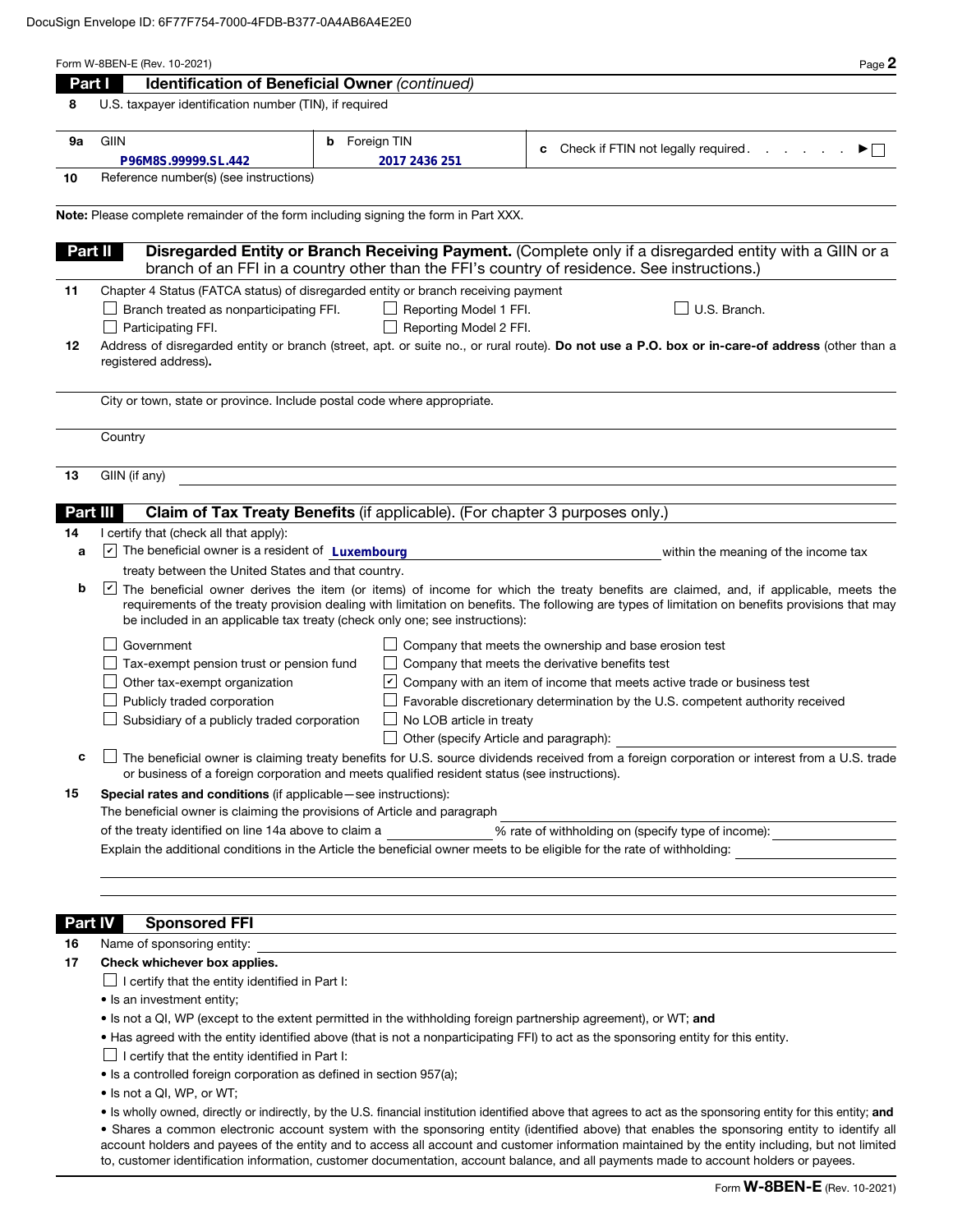DocuSign Envelope ID: 6F77F754-7000-4FDB-B377-0A4AB6A4E2E0

Form W-8BEN-E (Rev. 10-2021)

## Part I Identification of Beneficial Owner *(continued)*

**8** U.S. taxpayer identification number (TIN), if required

| **9a** GIIN | **b** Foreign TIN | **c** Check if FTIN not legally required . . . . . . ▶ ☐ |
|---|---|---|
| P96M8S.99999.SL.442 | 2017 2436 251 | |

**10** Reference number(s) (see instructions)

**Note:** Please complete remainder of the form including signing the form in Part XXX.

## Part II Disregarded Entity or Branch Receiving Payment. (Complete only if a disregarded entity with a GIIN or a branch of an FFI in a country other than the FFI's country of residence. See instructions.)

**11** Chapter 4 Status (FATCA status) of disregarded entity or branch receiving payment

☐ Branch treated as nonparticipating FFI. ☐ Reporting Model 1 FFI. ☐ U.S. Branch.

☐ Participating FFI. ☐ Reporting Model 2 FFI.

**12** Address of disregarded entity or branch (street, apt. or suite no., or rural route). **Do not use a P.O. box or in-care-of address** (other than a registered address).

City or town, state or province. Include postal code where appropriate.

Country

**13** GIIN (if any)

## Part III Claim of Tax Treaty Benefits (if applicable). (For chapter 3 purposes only.)

**14** I certify that (check all that apply):

**a** ☑ The beneficial owner is a resident of **Luxembourg** within the meaning of the income tax treaty between the United States and that country.

**b** ☑ The beneficial owner derives the item (or items) of income for which the treaty benefits are claimed, and, if applicable, meets the requirements of the treaty provision dealing with limitation on benefits. The following are types of limitation on benefits provisions that may be included in an applicable tax treaty (check only one; see instructions):

☐ Government

☐ Tax-exempt pension trust or pension fund

☐ Other tax-exempt organization

☐ Publicly traded corporation

☐ Subsidiary of a publicly traded corporation

☐ Company that meets the ownership and base erosion test

☐ Company that meets the derivative benefits test

☑ Company with an item of income that meets active trade or business test

☐ Favorable discretionary determination by the U.S. competent authority received

☐ No LOB article in treaty

☐ Other (specify Article and paragraph):

**c** ☐ The beneficial owner is claiming treaty benefits for U.S. source dividends received from a foreign corporation or interest from a U.S. trade or business of a foreign corporation and meets qualified resident status (see instructions).

**15** **Special rates and conditions** (if applicable—see instructions):

The beneficial owner is claiming the provisions of Article and paragraph

of the treaty identified on line 14a above to claim a ______ % rate of withholding on (specify type of income):

Explain the additional conditions in the Article the beneficial owner meets to be eligible for the rate of withholding:

## Part IV Sponsored FFI

**16** Name of sponsoring entity:

**17** **Check whichever box applies.**

☐ I certify that the entity identified in Part I:

- Is an investment entity;
- Is not a QI, WP (except to the extent permitted in the withholding foreign partnership agreement), or WT; **and**
- Has agreed with the entity identified above (that is not a nonparticipating FFI) to act as the sponsoring entity for this entity.

☐ I certify that the entity identified in Part I:

- Is a controlled foreign corporation as defined in section 957(a);
- Is not a QI, WP, or WT;
- Is wholly owned, directly or indirectly, by the U.S. financial institution identified above that agrees to act as the sponsoring entity for this entity; **and**
- Shares a common electronic account system with the sponsoring entity (identified above) that enables the sponsoring entity to identify all account holders and payees of the entity and to access all account and customer information maintained by the entity including, but not limited to, customer identification information, customer documentation, account balance, and all payments made to account holders or payees.

Form **W-8BEN-E** (Rev. 10-2021)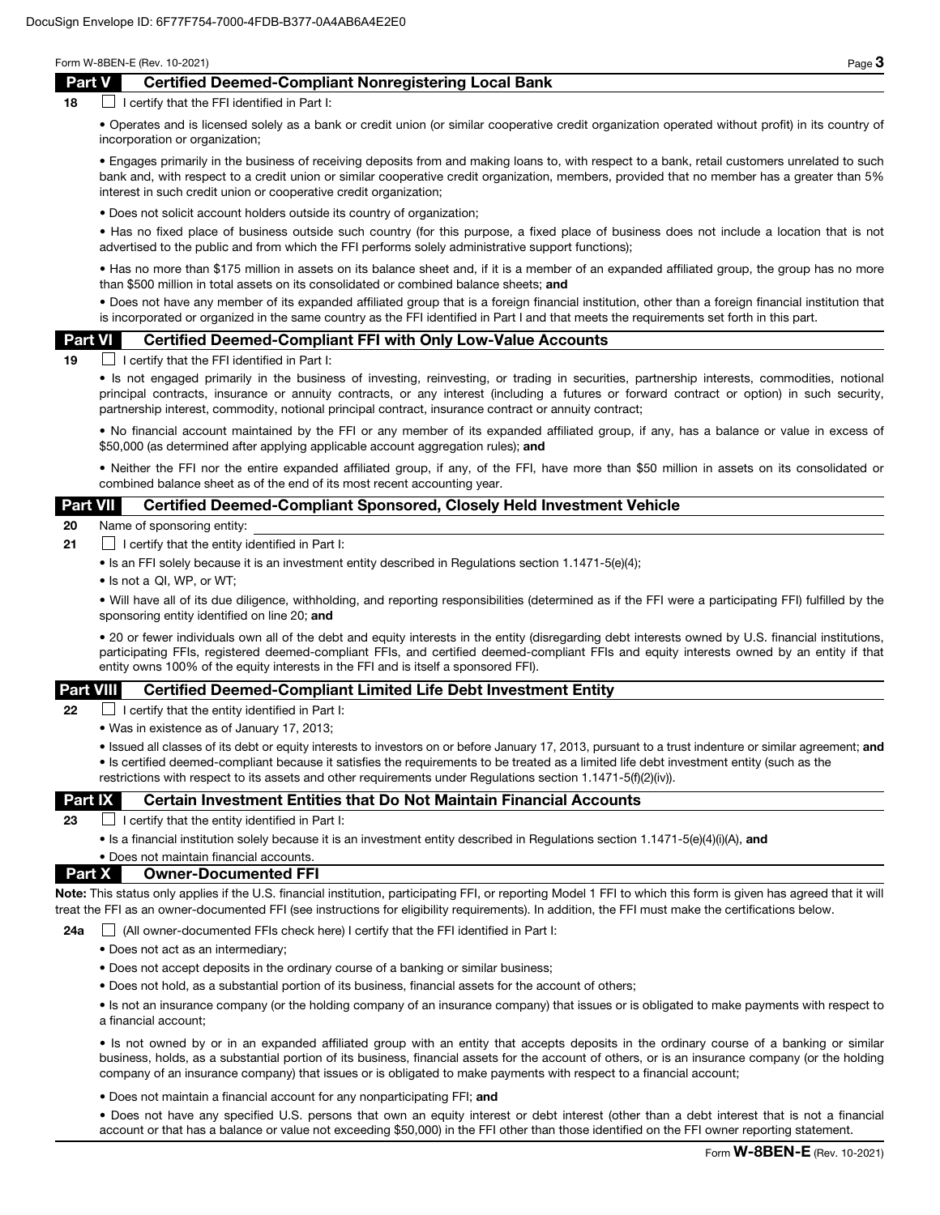## Part V Certified Deemed-Compliant Nonregistering Local Bank

**18** ☐ I certify that the FFI identified in Part I:

- Operates and is licensed solely as a bank or credit union (or similar cooperative credit organization operated without profit) in its country of incorporation or organization;
- Engages primarily in the business of receiving deposits from and making loans to, with respect to a bank, retail customers unrelated to such bank and, with respect to a credit union or similar cooperative credit organization, members, provided that no member has a greater than 5% interest in such credit union or cooperative credit organization;
- Does not solicit account holders outside its country of organization;
- Has no fixed place of business outside such country (for this purpose, a fixed place of business does not include a location that is not advertised to the public and from which the FFI performs solely administrative support functions);
- Has no more than $175 million in assets on its balance sheet and, if it is a member of an expanded affiliated group, the group has no more than $500 million in total assets on its consolidated or combined balance sheets; **and**
- Does not have any member of its expanded affiliated group that is a foreign financial institution, other than a foreign financial institution that is incorporated or organized in the same country as the FFI identified in Part I and that meets the requirements set forth in this part.

## Part VI Certified Deemed-Compliant FFI with Only Low-Value Accounts

**19** ☐ I certify that the FFI identified in Part I:

- Is not engaged primarily in the business of investing, reinvesting, or trading in securities, partnership interests, commodities, notional principal contracts, insurance or annuity contracts, or any interest (including a futures or forward contract or option) in such security, partnership interest, commodity, notional principal contract, insurance contract or annuity contract;
- No financial account maintained by the FFI or any member of its expanded affiliated group, if any, has a balance or value in excess of $50,000 (as determined after applying applicable account aggregation rules); **and**
- Neither the FFI nor the entire expanded affiliated group, if any, of the FFI, have more than $50 million in assets on its consolidated or combined balance sheet as of the end of its most recent accounting year.

## Part VII Certified Deemed-Compliant Sponsored, Closely Held Investment Vehicle

**20** Name of sponsoring entity:

**21** ☐ I certify that the entity identified in Part I:

- Is an FFI solely because it is an investment entity described in Regulations section 1.1471-5(e)(4);
- Is not a QI, WP, or WT;
- Will have all of its due diligence, withholding, and reporting responsibilities (determined as if the FFI were a participating FFI) fulfilled by the sponsoring entity identified on line 20; **and**
- 20 or fewer individuals own all of the debt and equity interests in the entity (disregarding debt interests owned by U.S. financial institutions, participating FFIs, registered deemed-compliant FFIs, and certified deemed-compliant FFIs and equity interests owned by an entity if that entity owns 100% of the equity interests in the FFI and is itself a sponsored FFI).

## Part VIII Certified Deemed-Compliant Limited Life Debt Investment Entity

**22** ☐ I certify that the entity identified in Part I:

- Was in existence as of January 17, 2013;
- Issued all classes of its debt or equity interests to investors on or before January 17, 2013, pursuant to a trust indenture or similar agreement; **and**
- Is certified deemed-compliant because it satisfies the requirements to be treated as a limited life debt investment entity (such as the restrictions with respect to its assets and other requirements under Regulations section 1.1471-5(f)(2)(iv)).

## Part IX Certain Investment Entities that Do Not Maintain Financial Accounts

**23** ☐ I certify that the entity identified in Part I:

- Is a financial institution solely because it is an investment entity described in Regulations section 1.1471-5(e)(4)(i)(A), **and**
- Does not maintain financial accounts.

## Part X Owner-Documented FFI

**Note:** This status only applies if the U.S. financial institution, participating FFI, or reporting Model 1 FFI to which this form is given has agreed that it will treat the FFI as an owner-documented FFI (see instructions for eligibility requirements). In addition, the FFI must make the certifications below.

**24a** ☐ (All owner-documented FFIs check here) I certify that the FFI identified in Part I:

- Does not act as an intermediary;
- Does not accept deposits in the ordinary course of a banking or similar business;
- Does not hold, as a substantial portion of its business, financial assets for the account of others;
- Is not an insurance company (or the holding company of an insurance company) that issues or is obligated to make payments with respect to a financial account;
- Is not owned by or in an expanded affiliated group with an entity that accepts deposits in the ordinary course of a banking or similar business, holds, as a substantial portion of its business, financial assets for the account of others, or is an insurance company (or the holding company of an insurance company) that issues or is obligated to make payments with respect to a financial account;
- Does not maintain a financial account for any nonparticipating FFI; **and**
- Does not have any specified U.S. persons that own an equity interest or debt interest (other than a debt interest that is not a financial account or that has a balance or value not exceeding $50,000) in the FFI other than those identified on the FFI owner reporting statement.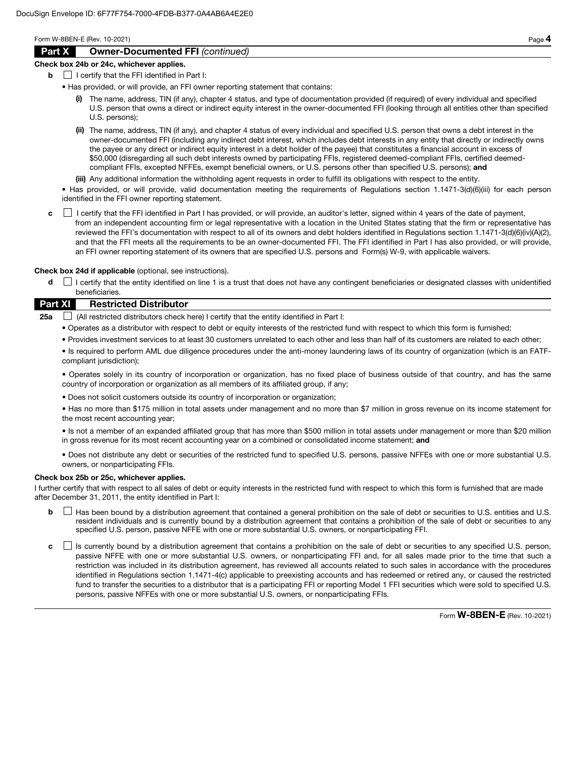## Part X Owner-Documented FFI *(continued)*

**Check box 24b or 24c, whichever applies.**

**b** ☐ I certify that the FFI identified in Part I:

- Has provided, or will provide, an FFI owner reporting statement that contains:
  - **(i)** The name, address, TIN (if any), chapter 4 status, and type of documentation provided (if required) of every individual and specified U.S. person that owns a direct or indirect equity interest in the owner-documented FFI (looking through all entities other than specified U.S. persons);
  - **(ii)** The name, address, TIN (if any), and chapter 4 status of every individual and specified U.S. person that owns a debt interest in the owner-documented FFI (including any indirect debt interest, which includes debt interests in any entity that directly or indirectly owns the payee or any direct or indirect equity interest in a debt holder of the payee) that constitutes a financial account in excess of $50,000 (disregarding all such debt interests owned by participating FFIs, registered deemed-compliant FFIs, certified deemed-compliant FFIs, excepted NFFEs, exempt beneficial owners, or U.S. persons other than specified U.S. persons); **and**
  - **(iii)** Any additional information the withholding agent requests in order to fulfill its obligations with respect to the entity.
- Has provided, or will provide, valid documentation meeting the requirements of Regulations section 1.1471-3(d)(6)(iii) for each person identified in the FFI owner reporting statement.

**c** ☐ I certify that the FFI identified in Part I has provided, or will provide, an auditor's letter, signed within 4 years of the date of payment, from an independent accounting firm or legal representative with a location in the United States stating that the firm or representative has reviewed the FFI's documentation with respect to all of its owners and debt holders identified in Regulations section 1.1471-3(d)(6)(iv)(A)(2), and that the FFI meets all the requirements to be an owner-documented FFI. The FFI identified in Part I has also provided, or will provide, an FFI owner reporting statement of its owners that are specified U.S. persons and Form(s) W-9, with applicable waivers.

**Check box 24d if applicable** (optional, see instructions).

**d** ☐ I certify that the entity identified on line 1 is a trust that does not have any contingent beneficiaries or designated classes with unidentified beneficiaries.

## Part XI Restricted Distributor

**25a** ☐ (All restricted distributors check here) I certify that the entity identified in Part I:

- Operates as a distributor with respect to debt or equity interests of the restricted fund with respect to which this form is furnished;
- Provides investment services to at least 30 customers unrelated to each other and less than half of its customers are related to each other;
- Is required to perform AML due diligence procedures under the anti-money laundering laws of its country of organization (which is an FATF-compliant jurisdiction);
- Operates solely in its country of incorporation or organization, has no fixed place of business outside of that country, and has the same country of incorporation or organization as all members of its affiliated group, if any;
- Does not solicit customers outside its country of incorporation or organization;
- Has no more than $175 million in total assets under management and no more than $7 million in gross revenue on its income statement for the most recent accounting year;
- Is not a member of an expanded affiliated group that has more than $500 million in total assets under management or more than $20 million in gross revenue for its most recent accounting year on a combined or consolidated income statement; **and**
- Does not distribute any debt or securities of the restricted fund to specified U.S. persons, passive NFFEs with one or more substantial U.S. owners, or nonparticipating FFIs.

**Check box 25b or 25c, whichever applies.**

I further certify that with respect to all sales of debt or equity interests in the restricted fund with respect to which this form is furnished that are made after December 31, 2011, the entity identified in Part I:

**b** ☐ Has been bound by a distribution agreement that contained a general prohibition on the sale of debt or securities to U.S. entities and U.S. resident individuals and is currently bound by a distribution agreement that contains a prohibition of the sale of debt or securities to any specified U.S. person, passive NFFE with one or more substantial U.S. owners, or nonparticipating FFI.

**c** ☐ Is currently bound by a distribution agreement that contains a prohibition on the sale of debt or securities to any specified U.S. person, passive NFFE with one or more substantial U.S. owners, or nonparticipating FFI and, for all sales made prior to the time that such a restriction was included in its distribution agreement, has reviewed all accounts related to such sales in accordance with the procedures identified in Regulations section 1.1471-4(c) applicable to preexisting accounts and has redeemed or retired any, or caused the restricted fund to transfer the securities to a distributor that is a participating FFI or reporting Model 1 FFI securities which were sold to specified U.S. persons, passive NFFEs with one or more substantial U.S. owners, or nonparticipating FFIs.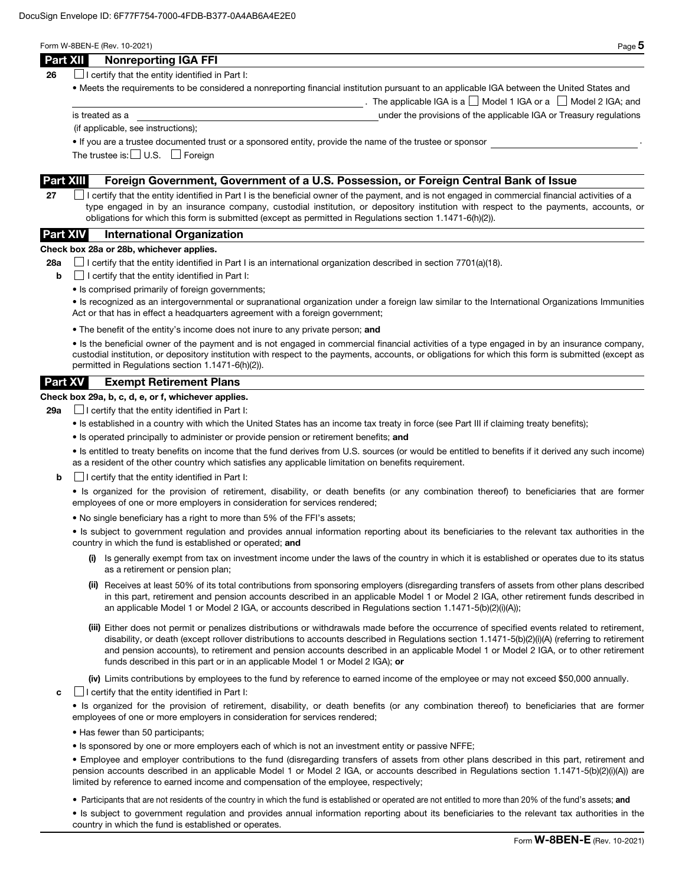## Part XII Nonreporting IGA FFI

**26** ☐ I certify that the entity identified in Part I:

- Meets the requirements to be considered a nonreporting financial institution pursuant to an applicable IGA between the United States and \_\_\_\_\_\_\_\_\_\_\_\_\_\_\_\_\_\_\_\_\_\_\_\_\_\_\_\_\_\_\_\_\_\_\_\_\_\_. The applicable IGA is a ☐ Model 1 IGA or a ☐ Model 2 IGA; and is treated as a \_\_\_\_\_\_\_\_\_\_\_\_\_\_\_\_\_\_\_\_\_\_\_\_\_\_\_\_\_\_\_\_ under the provisions of the applicable IGA or Treasury regulations (if applicable, see instructions);
- If you are a trustee documented trust or a sponsored entity, provide the name of the trustee or sponsor \_\_\_\_\_\_\_\_\_\_\_\_\_\_\_\_\_\_\_\_\_\_\_\_.

The trustee is: ☐ U.S. ☐ Foreign

## Part XIII Foreign Government, Government of a U.S. Possession, or Foreign Central Bank of Issue

**27** ☐ I certify that the entity identified in Part I is the beneficial owner of the payment, and is not engaged in commercial financial activities of a type engaged in by an insurance company, custodial institution, or depository institution with respect to the payments, accounts, or obligations for which this form is submitted (except as permitted in Regulations section 1.1471-6(h)(2)).

## Part XIV International Organization

**Check box 28a or 28b, whichever applies.**

**28a** ☐ I certify that the entity identified in Part I is an international organization described in section 7701(a)(18).

**b** ☐ I certify that the entity identified in Part I:

- Is comprised primarily of foreign governments;
- Is recognized as an intergovernmental or supranational organization under a foreign law similar to the International Organizations Immunities Act or that has in effect a headquarters agreement with a foreign government;
- The benefit of the entity's income does not inure to any private person; **and**
- Is the beneficial owner of the payment and is not engaged in commercial financial activities of a type engaged in by an insurance company, custodial institution, or depository institution with respect to the payments, accounts, or obligations for which this form is submitted (except as permitted in Regulations section 1.1471-6(h)(2)).

## Part XV Exempt Retirement Plans

**Check box 29a, b, c, d, e, or f, whichever applies.**

**29a** ☐ I certify that the entity identified in Part I:

- Is established in a country with which the United States has an income tax treaty in force (see Part III if claiming treaty benefits);
- Is operated principally to administer or provide pension or retirement benefits; **and**
- Is entitled to treaty benefits on income that the fund derives from U.S. sources (or would be entitled to benefits if it derived any such income) as a resident of the other country which satisfies any applicable limitation on benefits requirement.

**b** ☐ I certify that the entity identified in Part I:

- Is organized for the provision of retirement, disability, or death benefits (or any combination thereof) to beneficiaries that are former employees of one or more employers in consideration for services rendered;
- No single beneficiary has a right to more than 5% of the FFI's assets;
- Is subject to government regulation and provides annual information reporting about its beneficiaries to the relevant tax authorities in the country in which the fund is established or operated; **and**

  **(i)** Is generally exempt from tax on investment income under the laws of the country in which it is established or operates due to its status as a retirement or pension plan;

  **(ii)** Receives at least 50% of its total contributions from sponsoring employers (disregarding transfers of assets from other plans described in this part, retirement and pension accounts described in an applicable Model 1 or Model 2 IGA, other retirement funds described in an applicable Model 1 or Model 2 IGA, or accounts described in Regulations section 1.1471-5(b)(2)(i)(A));

  **(iii)** Either does not permit or penalizes distributions or withdrawals made before the occurrence of specified events related to retirement, disability, or death (except rollover distributions to accounts described in Regulations section 1.1471-5(b)(2)(i)(A) (referring to retirement and pension accounts), to retirement and pension accounts described in an applicable Model 1 or Model 2 IGA, or to other retirement funds described in this part or in an applicable Model 1 or Model 2 IGA); **or**

  **(iv)** Limits contributions by employees to the fund by reference to earned income of the employee or may not exceed $50,000 annually.

**c** ☐ I certify that the entity identified in Part I:

- Is organized for the provision of retirement, disability, or death benefits (or any combination thereof) to beneficiaries that are former employees of one or more employers in consideration for services rendered;
- Has fewer than 50 participants;
- Is sponsored by one or more employers each of which is not an investment entity or passive NFFE;
- Employee and employer contributions to the fund (disregarding transfers of assets from other plans described in this part, retirement and pension accounts described in an applicable Model 1 or Model 2 IGA, or accounts described in Regulations section 1.1471-5(b)(2)(i)(A)) are limited by reference to earned income and compensation of the employee, respectively;
- Participants that are not residents of the country in which the fund is established or operated are not entitled to more than 20% of the fund's assets; **and**
- Is subject to government regulation and provides annual information reporting about its beneficiaries to the relevant tax authorities in the country in which the fund is established or operates.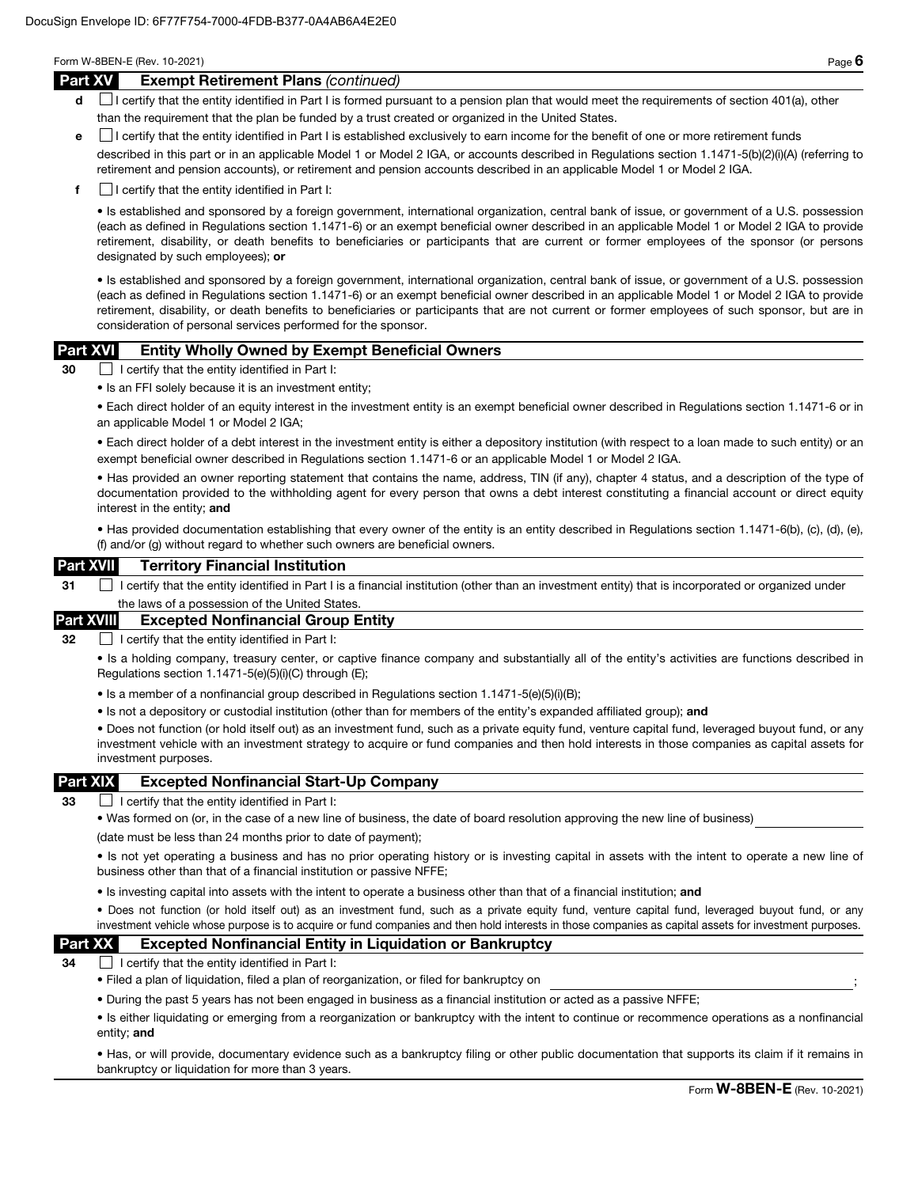## Part XV Exempt Retirement Plans *(continued)*

**d** ☐ I certify that the entity identified in Part I is formed pursuant to a pension plan that would meet the requirements of section 401(a), other than the requirement that the plan be funded by a trust created or organized in the United States.

**e** ☐ I certify that the entity identified in Part I is established exclusively to earn income for the benefit of one or more retirement funds described in this part or in an applicable Model 1 or Model 2 IGA, or accounts described in Regulations section 1.1471-5(b)(2)(i)(A) (referring to retirement and pension accounts), or retirement and pension accounts described in an applicable Model 1 or Model 2 IGA.

**f** ☐ I certify that the entity identified in Part I:

- Is established and sponsored by a foreign government, international organization, central bank of issue, or government of a U.S. possession (each as defined in Regulations section 1.1471-6) or an exempt beneficial owner described in an applicable Model 1 or Model 2 IGA to provide retirement, disability, or death benefits to beneficiaries or participants that are current or former employees of the sponsor (or persons designated by such employees); **or**

- Is established and sponsored by a foreign government, international organization, central bank of issue, or government of a U.S. possession (each as defined in Regulations section 1.1471-6) or an exempt beneficial owner described in an applicable Model 1 or Model 2 IGA to provide retirement, disability, or death benefits to beneficiaries or participants that are not current or former employees of such sponsor, but are in consideration of personal services performed for the sponsor.

## Part XVI Entity Wholly Owned by Exempt Beneficial Owners

**30** ☐ I certify that the entity identified in Part I:

- Is an FFI solely because it is an investment entity;
- Each direct holder of an equity interest in the investment entity is an exempt beneficial owner described in Regulations section 1.1471-6 or in an applicable Model 1 or Model 2 IGA;
- Each direct holder of a debt interest in the investment entity is either a depository institution (with respect to a loan made to such entity) or an exempt beneficial owner described in Regulations section 1.1471-6 or an applicable Model 1 or Model 2 IGA.
- Has provided an owner reporting statement that contains the name, address, TIN (if any), chapter 4 status, and a description of the type of documentation provided to the withholding agent for every person that owns a debt interest constituting a financial account or direct equity interest in the entity; **and**
- Has provided documentation establishing that every owner of the entity is an entity described in Regulations section 1.1471-6(b), (c), (d), (e), (f) and/or (g) without regard to whether such owners are beneficial owners.

## Part XVII Territory Financial Institution

**31** ☐ I certify that the entity identified in Part I is a financial institution (other than an investment entity) that is incorporated or organized under the laws of a possession of the United States.

## Part XVIII Excepted Nonfinancial Group Entity

**32** ☐ I certify that the entity identified in Part I:

- Is a holding company, treasury center, or captive finance company and substantially all of the entity's activities are functions described in Regulations section 1.1471-5(e)(5)(i)(C) through (E);
- Is a member of a nonfinancial group described in Regulations section 1.1471-5(e)(5)(i)(B);
- Is not a depository or custodial institution (other than for members of the entity's expanded affiliated group); **and**
- Does not function (or hold itself out) as an investment fund, such as a private equity fund, venture capital fund, leveraged buyout fund, or any investment vehicle with an investment strategy to acquire or fund companies and then hold interests in those companies as capital assets for investment purposes.

## Part XIX Excepted Nonfinancial Start-Up Company

**33** ☐ I certify that the entity identified in Part I:

- Was formed on (or, in the case of a new line of business, the date of board resolution approving the new line of business) ________________ (date must be less than 24 months prior to date of payment);
- Is not yet operating a business and has no prior operating history or is investing capital in assets with the intent to operate a new line of business other than that of a financial institution or passive NFFE;
- Is investing capital into assets with the intent to operate a business other than that of a financial institution; **and**
- Does not function (or hold itself out) as an investment fund, such as a private equity fund, venture capital fund, leveraged buyout fund, or any investment vehicle whose purpose is to acquire or fund companies and then hold interests in those companies as capital assets for investment purposes.

## Part XX Excepted Nonfinancial Entity in Liquidation or Bankruptcy

**34** ☐ I certify that the entity identified in Part I:

- Filed a plan of liquidation, filed a plan of reorganization, or filed for bankruptcy on ________________;
- During the past 5 years has not been engaged in business as a financial institution or acted as a passive NFFE;
- Is either liquidating or emerging from a reorganization or bankruptcy with the intent to continue or recommence operations as a nonfinancial entity; **and**
- Has, or will provide, documentary evidence such as a bankruptcy filing or other public documentation that supports its claim if it remains in bankruptcy or liquidation for more than 3 years.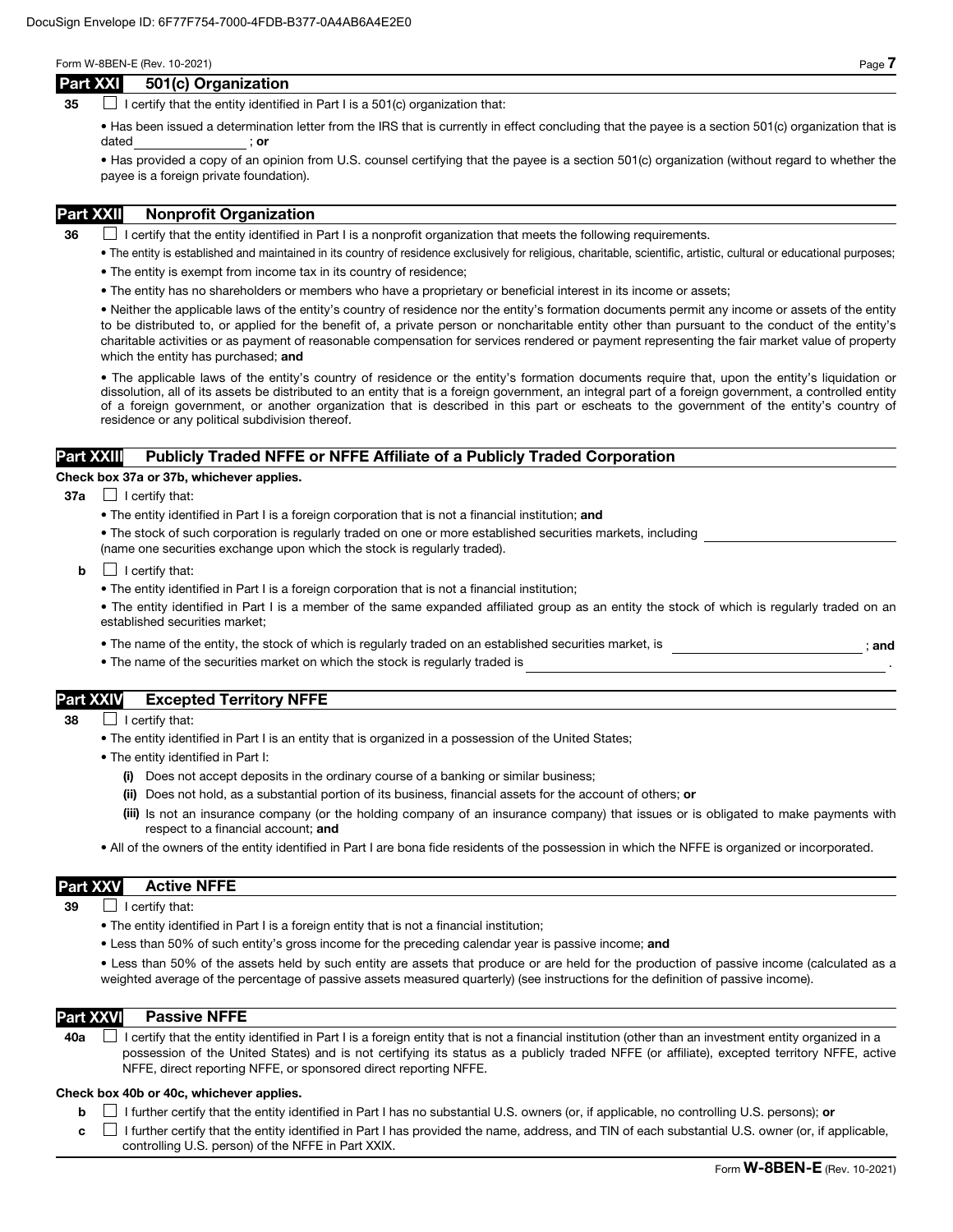## Part XXI 501(c) Organization

**35** ☐ I certify that the entity identified in Part I is a 501(c) organization that:

- Has been issued a determination letter from the IRS that is currently in effect concluding that the payee is a section 501(c) organization that is dated ________________ ; **or**
- Has provided a copy of an opinion from U.S. counsel certifying that the payee is a section 501(c) organization (without regard to whether the payee is a foreign private foundation).

## Part XXII Nonprofit Organization

**36** ☐ I certify that the entity identified in Part I is a nonprofit organization that meets the following requirements.

- The entity is established and maintained in its country of residence exclusively for religious, charitable, scientific, artistic, cultural or educational purposes;
- The entity is exempt from income tax in its country of residence;
- The entity has no shareholders or members who have a proprietary or beneficial interest in its income or assets;
- Neither the applicable laws of the entity's country of residence nor the entity's formation documents permit any income or assets of the entity to be distributed to, or applied for the benefit of, a private person or noncharitable entity other than pursuant to the conduct of the entity's charitable activities or as payment of reasonable compensation for services rendered or payment representing the fair market value of property which the entity has purchased; **and**
- The applicable laws of the entity's country of residence or the entity's formation documents require that, upon the entity's liquidation or dissolution, all of its assets be distributed to an entity that is a foreign government, an integral part of a foreign government, a controlled entity of a foreign government, or another organization that is described in this part or escheats to the government of the entity's country of residence or any political subdivision thereof.

## Part XXIII Publicly Traded NFFE or NFFE Affiliate of a Publicly Traded Corporation

**Check box 37a or 37b, whichever applies.**

**37a** ☐ I certify that:

- The entity identified in Part I is a foreign corporation that is not a financial institution; **and**
- The stock of such corporation is regularly traded on one or more established securities markets, including ________________ (name one securities exchange upon which the stock is regularly traded).

**b** ☐ I certify that:

- The entity identified in Part I is a foreign corporation that is not a financial institution;
- The entity identified in Part I is a member of the same expanded affiliated group as an entity the stock of which is regularly traded on an established securities market;
- The name of the entity, the stock of which is regularly traded on an established securities market, is ________________ ; **and**
- The name of the securities market on which the stock is regularly traded is ________________ .

## Part XXIV Excepted Territory NFFE

**38** ☐ I certify that:

- The entity identified in Part I is an entity that is organized in a possession of the United States;
- The entity identified in Part I:
  - **(i)** Does not accept deposits in the ordinary course of a banking or similar business;
  - **(ii)** Does not hold, as a substantial portion of its business, financial assets for the account of others; **or**
  - **(iii)** Is not an insurance company (or the holding company of an insurance company) that issues or is obligated to make payments with respect to a financial account; **and**
- All of the owners of the entity identified in Part I are bona fide residents of the possession in which the NFFE is organized or incorporated.

## Part XXV Active NFFE

**39** ☐ I certify that:

- The entity identified in Part I is a foreign entity that is not a financial institution;
- Less than 50% of such entity's gross income for the preceding calendar year is passive income; **and**
- Less than 50% of the assets held by such entity are assets that produce or are held for the production of passive income (calculated as a weighted average of the percentage of passive assets measured quarterly) (see instructions for the definition of passive income).

## Part XXVI Passive NFFE

**40a** ☐ I certify that the entity identified in Part I is a foreign entity that is not a financial institution (other than an investment entity organized in a possession of the United States) and is not certifying its status as a publicly traded NFFE (or affiliate), excepted territory NFFE, active NFFE, direct reporting NFFE, or sponsored direct reporting NFFE.

**Check box 40b or 40c, whichever applies.**

**b** ☐ I further certify that the entity identified in Part I has no substantial U.S. owners (or, if applicable, no controlling U.S. persons); **or**

**c** ☐ I further certify that the entity identified in Part I has provided the name, address, and TIN of each substantial U.S. owner (or, if applicable, controlling U.S. person) of the NFFE in Part XXIX.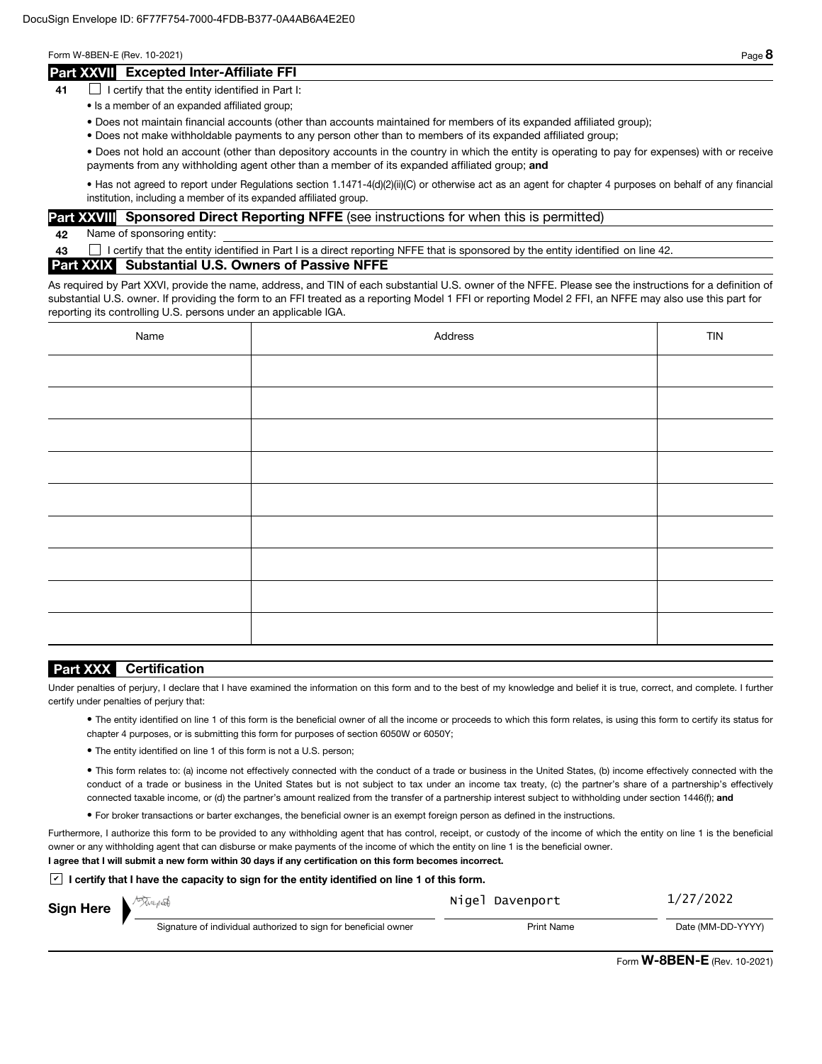DocuSign Envelope ID: 6F77F754-7000-4FDB-B377-0A4AB6A4E2E0

## Part XXVII Excepted Inter-Affiliate FFI

**41** ☐ I certify that the entity identified in Part I:

- Is a member of an expanded affiliated group;
- Does not maintain financial accounts (other than accounts maintained for members of its expanded affiliated group);
- Does not make withholdable payments to any person other than to members of its expanded affiliated group;
- Does not hold an account (other than depository accounts in the country in which the entity is operating to pay for expenses) with or receive payments from any withholding agent other than a member of its expanded affiliated group; **and**
- Has not agreed to report under Regulations section 1.1471-4(d)(2)(ii)(C) or otherwise act as an agent for chapter 4 purposes on behalf of any financial institution, including a member of its expanded affiliated group.

## Part XXVIII Sponsored Direct Reporting NFFE (see instructions for when this is permitted)

**42** Name of sponsoring entity:

**43** ☐ I certify that the entity identified in Part I is a direct reporting NFFE that is sponsored by the entity identified on line 42.

## Part XXIX Substantial U.S. Owners of Passive NFFE

As required by Part XXVI, provide the name, address, and TIN of each substantial U.S. owner of the NFFE. Please see the instructions for a definition of substantial U.S. owner. If providing the form to an FFI treated as a reporting Model 1 FFI or reporting Model 2 FFI, an NFFE may also use this part for reporting its controlling U.S. persons under an applicable IGA.

| Name | Address | TIN |
|---|---|---|
| | | |
| | | |
| | | |
| | | |
| | | |
| | | |
| | | |
| | | |
| | | |

## Part XXX Certification

Under penalties of perjury, I declare that I have examined the information on this form and to the best of my knowledge and belief it is true, correct, and complete. I further certify under penalties of perjury that:

- The entity identified on line 1 of this form is the beneficial owner of all the income or proceeds to which this form relates, is using this form to certify its status for chapter 4 purposes, or is submitting this form for purposes of section 6050W or 6050Y;
- The entity identified on line 1 of this form is not a U.S. person;
- This form relates to: (a) income not effectively connected with the conduct of a trade or business in the United States, (b) income effectively connected with the conduct of a trade or business in the United States but is not subject to tax under an income tax treaty, (c) the partner's share of a partnership's effectively connected taxable income, or (d) the partner's amount realized from the transfer of a partnership interest subject to withholding under section 1446(f); **and**
- For broker transactions or barter exchanges, the beneficial owner is an exempt foreign person as defined in the instructions.

Furthermore, I authorize this form to be provided to any withholding agent that has control, receipt, or custody of the income of which the entity on line 1 is the beneficial owner or any withholding agent that can disburse or make payments of the income of which the entity on line 1 is the beneficial owner.

**I agree that I will submit a new form within 30 days if any certification on this form becomes incorrect.**

☑ **I certify that I have the capacity to sign for the entity identified on line 1 of this form.**

**Sign Here**

| Signature of individual authorized to sign for beneficial owner | Print Name | Date (MM-DD-YYYY) |
|---|---|---|
| [signature] | Nigel Davenport | 1/27/2022 |

Form **W-8BEN-E** (Rev. 10-2021)